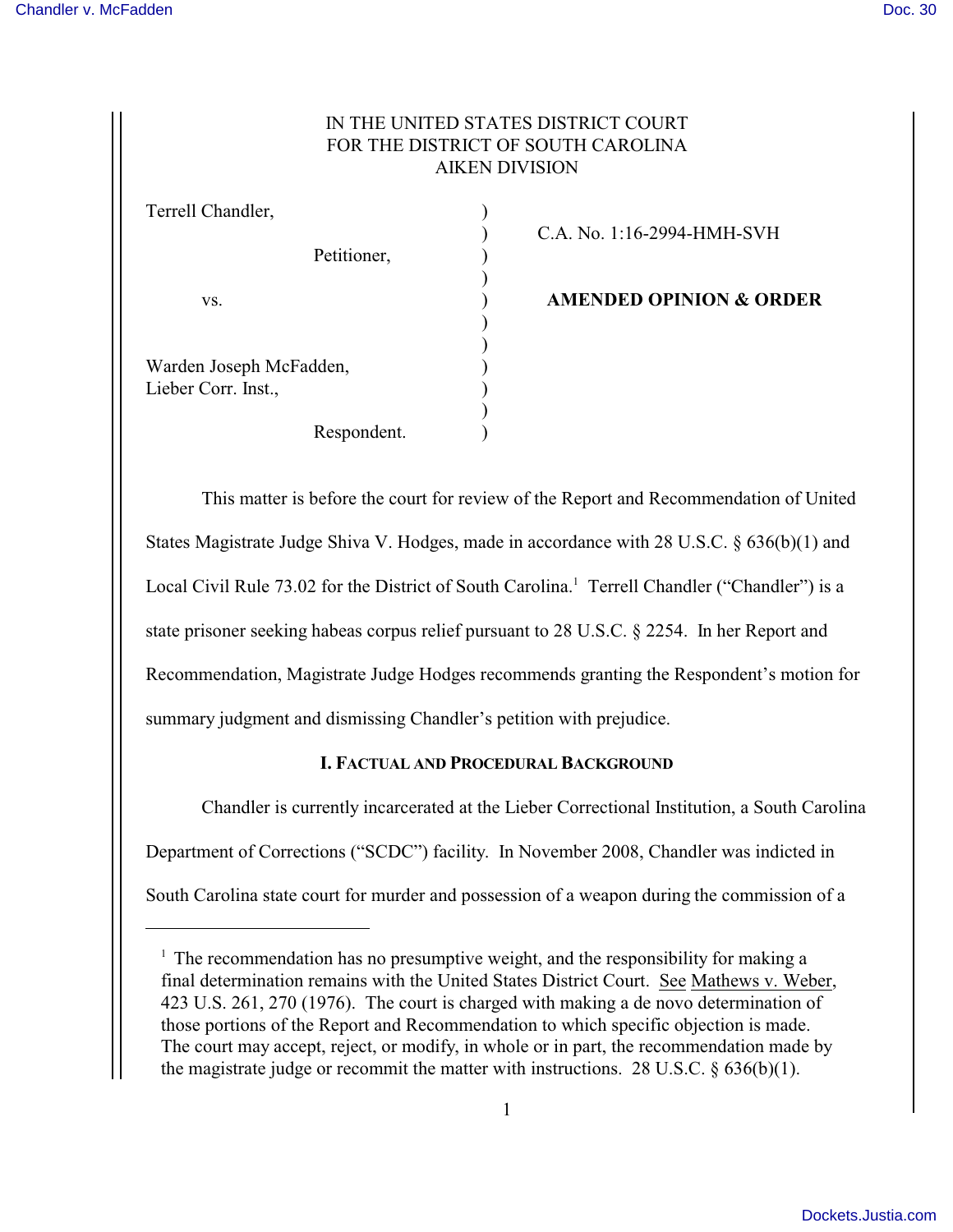IN THE UNITED STATES DISTRICT COURT
FOR THE DISTRICT OF SOUTH CAROLINA
AIKEN DIVISION

| | | |
|---|---|---|
| Terrell Chandler, | ) | |
| | ) | C.A. No. 1:16-2994-HMH-SVH |
| Petitioner, | ) | |
| | ) | |
| vs. | ) | **AMENDED OPINION & ORDER** |
| | ) | |
| | ) | |
| Warden Joseph McFadden, | ) | |
| Lieber Corr. Inst., | ) | |
| | ) | |
| Respondent. | ) | |

This matter is before the court for review of the Report and Recommendation of United States Magistrate Judge Shiva V. Hodges, made in accordance with 28 U.S.C. § 636(b)(1) and Local Civil Rule 73.02 for the District of South Carolina.[1] Terrell Chandler ("Chandler") is a state prisoner seeking habeas corpus relief pursuant to 28 U.S.C. § 2254. In her Report and Recommendation, Magistrate Judge Hodges recommends granting the Respondent's motion for summary judgment and dismissing Chandler's petition with prejudice.

## I. Factual and Procedural Background

Chandler is currently incarcerated at the Lieber Correctional Institution, a South Carolina Department of Corrections ("SCDC") facility. In November 2008, Chandler was indicted in South Carolina state court for murder and possession of a weapon during the commission of a

---

[1] The recommendation has no presumptive weight, and the responsibility for making a final determination remains with the United States District Court. See Mathews v. Weber, 423 U.S. 261, 270 (1976). The court is charged with making a de novo determination of those portions of the Report and Recommendation to which specific objection is made. The court may accept, reject, or modify, in whole or in part, the recommendation made by the magistrate judge or recommit the matter with instructions. 28 U.S.C. § 636(b)(1).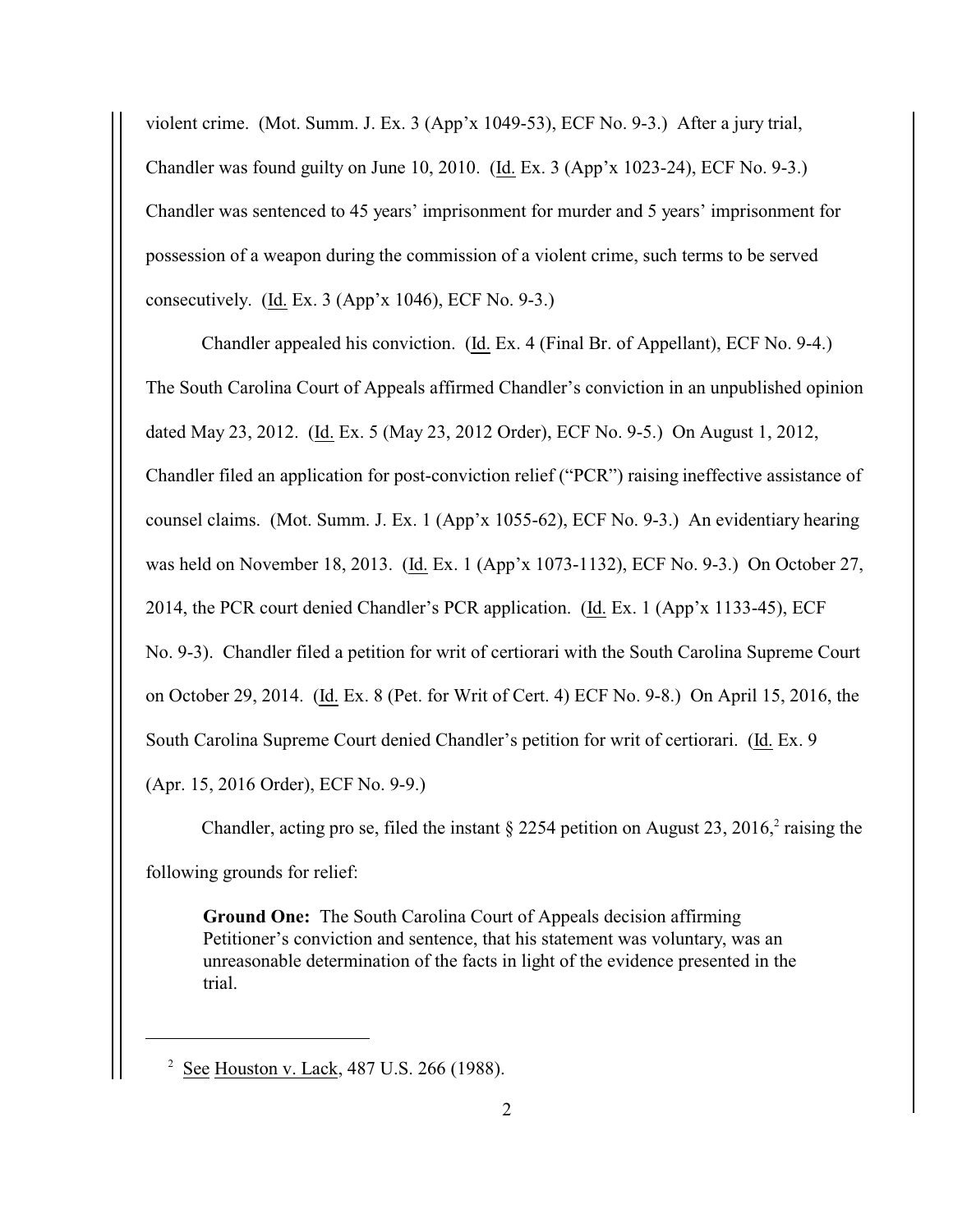violent crime. (Mot. Summ. J. Ex. 3 (App'x 1049-53), ECF No. 9-3.) After a jury trial, Chandler was found guilty on June 10, 2010. (Id. Ex. 3 (App'x 1023-24), ECF No. 9-3.) Chandler was sentenced to 45 years' imprisonment for murder and 5 years' imprisonment for possession of a weapon during the commission of a violent crime, such terms to be served consecutively. (Id. Ex. 3 (App'x 1046), ECF No. 9-3.)

Chandler appealed his conviction. (Id. Ex. 4 (Final Br. of Appellant), ECF No. 9-4.) The South Carolina Court of Appeals affirmed Chandler's conviction in an unpublished opinion dated May 23, 2012. (Id. Ex. 5 (May 23, 2012 Order), ECF No. 9-5.) On August 1, 2012, Chandler filed an application for post-conviction relief ("PCR") raising ineffective assistance of counsel claims. (Mot. Summ. J. Ex. 1 (App'x 1055-62), ECF No. 9-3.) An evidentiary hearing was held on November 18, 2013. (Id. Ex. 1 (App'x 1073-1132), ECF No. 9-3.) On October 27, 2014, the PCR court denied Chandler's PCR application. (Id. Ex. 1 (App'x 1133-45), ECF No. 9-3). Chandler filed a petition for writ of certiorari with the South Carolina Supreme Court on October 29, 2014. (Id. Ex. 8 (Pet. for Writ of Cert. 4) ECF No. 9-8.) On April 15, 2016, the South Carolina Supreme Court denied Chandler's petition for writ of certiorari. (Id. Ex. 9 (Apr. 15, 2016 Order), ECF No. 9-9.)

Chandler, acting pro se, filed the instant § 2254 petition on August 23, 2016,[2] raising the following grounds for relief:

> **Ground One:** The South Carolina Court of Appeals decision affirming Petitioner's conviction and sentence, that his statement was voluntary, was an unreasonable determination of the facts in light of the evidence presented in the trial.

---

[2] See Houston v. Lack, 487 U.S. 266 (1988).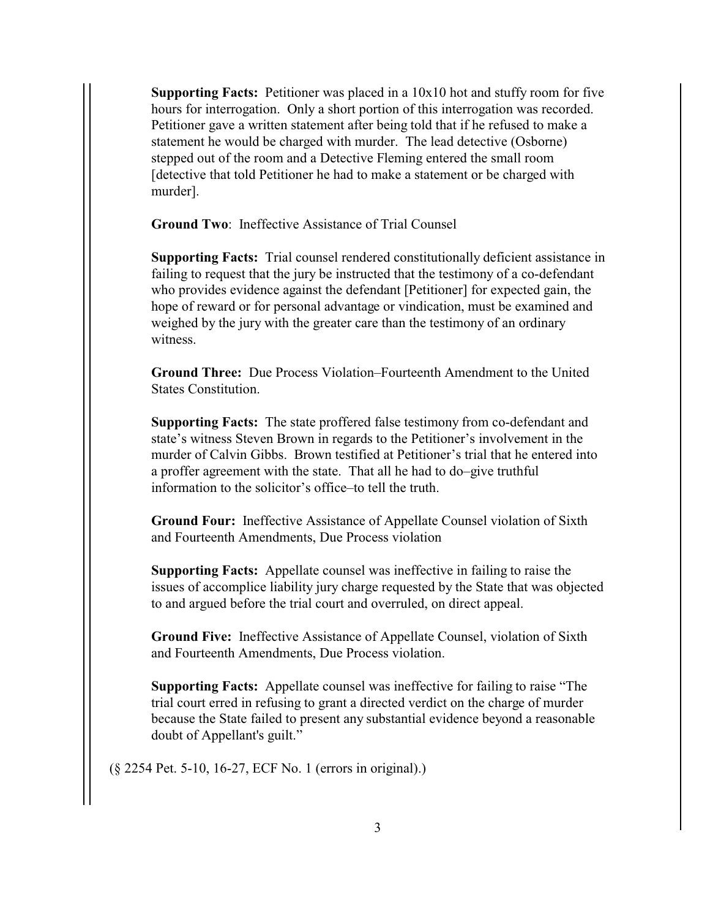**Supporting Facts:** Petitioner was placed in a 10x10 hot and stuffy room for five hours for interrogation. Only a short portion of this interrogation was recorded. Petitioner gave a written statement after being told that if he refused to make a statement he would be charged with murder. The lead detective (Osborne) stepped out of the room and a Detective Fleming entered the small room [detective that told Petitioner he had to make a statement or be charged with murder].

**Ground Two**: Ineffective Assistance of Trial Counsel

**Supporting Facts:** Trial counsel rendered constitutionally deficient assistance in failing to request that the jury be instructed that the testimony of a co-defendant who provides evidence against the defendant [Petitioner] for expected gain, the hope of reward or for personal advantage or vindication, must be examined and weighed by the jury with the greater care than the testimony of an ordinary witness.

**Ground Three:** Due Process Violation–Fourteenth Amendment to the United States Constitution.

**Supporting Facts:** The state proffered false testimony from co-defendant and state's witness Steven Brown in regards to the Petitioner's involvement in the murder of Calvin Gibbs. Brown testified at Petitioner's trial that he entered into a proffer agreement with the state. That all he had to do–give truthful information to the solicitor's office–to tell the truth.

**Ground Four:** Ineffective Assistance of Appellate Counsel violation of Sixth and Fourteenth Amendments, Due Process violation

**Supporting Facts:** Appellate counsel was ineffective in failing to raise the issues of accomplice liability jury charge requested by the State that was objected to and argued before the trial court and overruled, on direct appeal.

**Ground Five:** Ineffective Assistance of Appellate Counsel, violation of Sixth and Fourteenth Amendments, Due Process violation.

**Supporting Facts:** Appellate counsel was ineffective for failing to raise "The trial court erred in refusing to grant a directed verdict on the charge of murder because the State failed to present any substantial evidence beyond a reasonable doubt of Appellant's guilt."

(§ 2254 Pet. 5-10, 16-27, ECF No. 1 (errors in original).)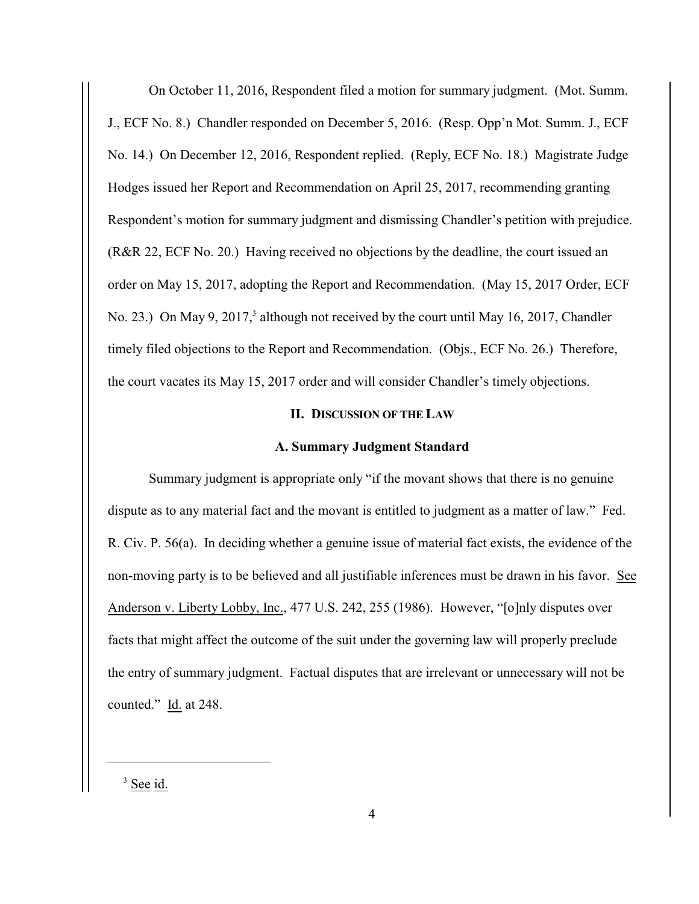On October 11, 2016, Respondent filed a motion for summary judgment. (Mot. Summ. J., ECF No. 8.) Chandler responded on December 5, 2016. (Resp. Opp'n Mot. Summ. J., ECF No. 14.) On December 12, 2016, Respondent replied. (Reply, ECF No. 18.) Magistrate Judge Hodges issued her Report and Recommendation on April 25, 2017, recommending granting Respondent's motion for summary judgment and dismissing Chandler's petition with prejudice. (R&R 22, ECF No. 20.) Having received no objections by the deadline, the court issued an order on May 15, 2017, adopting the Report and Recommendation. (May 15, 2017 Order, ECF No. 23.) On May 9, 2017,[3] although not received by the court until May 16, 2017, Chandler timely filed objections to the Report and Recommendation. (Objs., ECF No. 26.) Therefore, the court vacates its May 15, 2017 order and will consider Chandler's timely objections.

## II. Discussion of the Law

### A. Summary Judgment Standard

Summary judgment is appropriate only "if the movant shows that there is no genuine dispute as to any material fact and the movant is entitled to judgment as a matter of law." Fed. R. Civ. P. 56(a). In deciding whether a genuine issue of material fact exists, the evidence of the non-moving party is to be believed and all justifiable inferences must be drawn in his favor. See Anderson v. Liberty Lobby, Inc., 477 U.S. 242, 255 (1986). However, "[o]nly disputes over facts that might affect the outcome of the suit under the governing law will properly preclude the entry of summary judgment. Factual disputes that are irrelevant or unnecessary will not be counted." Id. at 248.

---

[3] See id.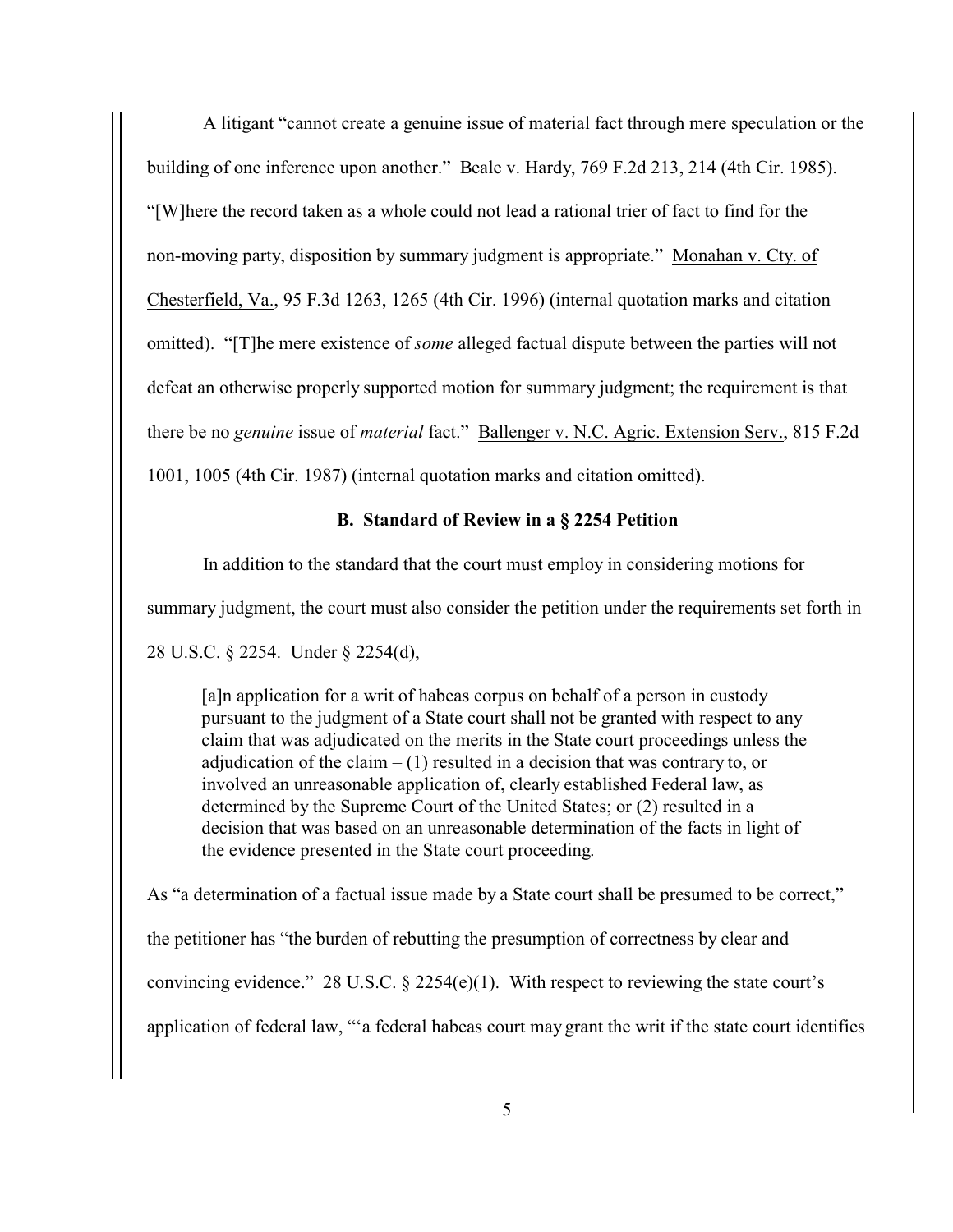A litigant "cannot create a genuine issue of material fact through mere speculation or the building of one inference upon another." Beale v. Hardy, 769 F.2d 213, 214 (4th Cir. 1985). "[W]here the record taken as a whole could not lead a rational trier of fact to find for the non-moving party, disposition by summary judgment is appropriate." Monahan v. Cty. of Chesterfield, Va., 95 F.3d 1263, 1265 (4th Cir. 1996) (internal quotation marks and citation omitted). "[T]he mere existence of *some* alleged factual dispute between the parties will not defeat an otherwise properly supported motion for summary judgment; the requirement is that there be no *genuine* issue of *material* fact." Ballenger v. N.C. Agric. Extension Serv., 815 F.2d 1001, 1005 (4th Cir. 1987) (internal quotation marks and citation omitted).

### B. Standard of Review in a § 2254 Petition

In addition to the standard that the court must employ in considering motions for summary judgment, the court must also consider the petition under the requirements set forth in 28 U.S.C. § 2254. Under § 2254(d),

> [a]n application for a writ of habeas corpus on behalf of a person in custody pursuant to the judgment of a State court shall not be granted with respect to any claim that was adjudicated on the merits in the State court proceedings unless the adjudication of the claim – (1) resulted in a decision that was contrary to, or involved an unreasonable application of, clearly established Federal law, as determined by the Supreme Court of the United States; or (2) resulted in a decision that was based on an unreasonable determination of the facts in light of the evidence presented in the State court proceeding.

As "a determination of a factual issue made by a State court shall be presumed to be correct," the petitioner has "the burden of rebutting the presumption of correctness by clear and convincing evidence." 28 U.S.C. § 2254(e)(1). With respect to reviewing the state court's application of federal law, "'a federal habeas court may grant the writ if the state court identifies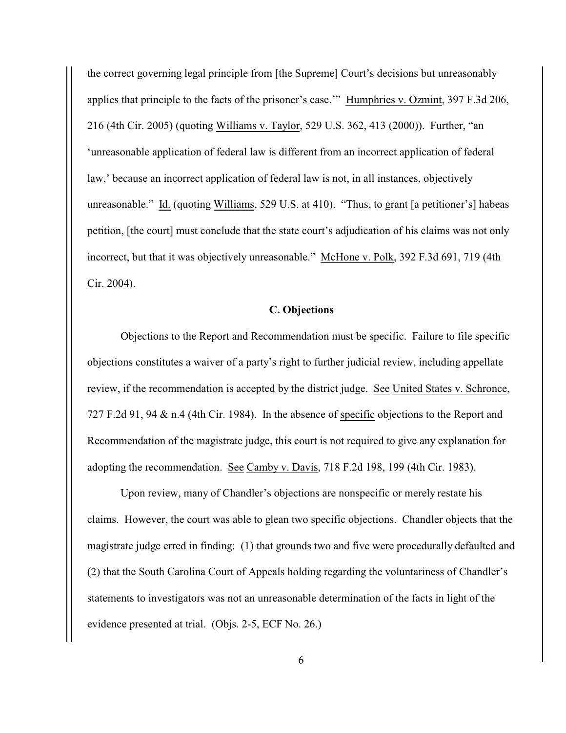the correct governing legal principle from [the Supreme] Court's decisions but unreasonably applies that principle to the facts of the prisoner's case.'" Humphries v. Ozmint, 397 F.3d 206, 216 (4th Cir. 2005) (quoting Williams v. Taylor, 529 U.S. 362, 413 (2000)). Further, "an 'unreasonable application of federal law is different from an incorrect application of federal law,' because an incorrect application of federal law is not, in all instances, objectively unreasonable." Id. (quoting Williams, 529 U.S. at 410). "Thus, to grant [a petitioner's] habeas petition, [the court] must conclude that the state court's adjudication of his claims was not only incorrect, but that it was objectively unreasonable." McHone v. Polk, 392 F.3d 691, 719 (4th Cir. 2004).

**C. Objections**

Objections to the Report and Recommendation must be specific. Failure to file specific objections constitutes a waiver of a party's right to further judicial review, including appellate review, if the recommendation is accepted by the district judge. See United States v. Schronce, 727 F.2d 91, 94 & n.4 (4th Cir. 1984). In the absence of specific objections to the Report and Recommendation of the magistrate judge, this court is not required to give any explanation for adopting the recommendation. See Camby v. Davis, 718 F.2d 198, 199 (4th Cir. 1983).

Upon review, many of Chandler's objections are nonspecific or merely restate his claims. However, the court was able to glean two specific objections. Chandler objects that the magistrate judge erred in finding: (1) that grounds two and five were procedurally defaulted and (2) that the South Carolina Court of Appeals holding regarding the voluntariness of Chandler's statements to investigators was not an unreasonable determination of the facts in light of the evidence presented at trial. (Objs. 2-5, ECF No. 26.)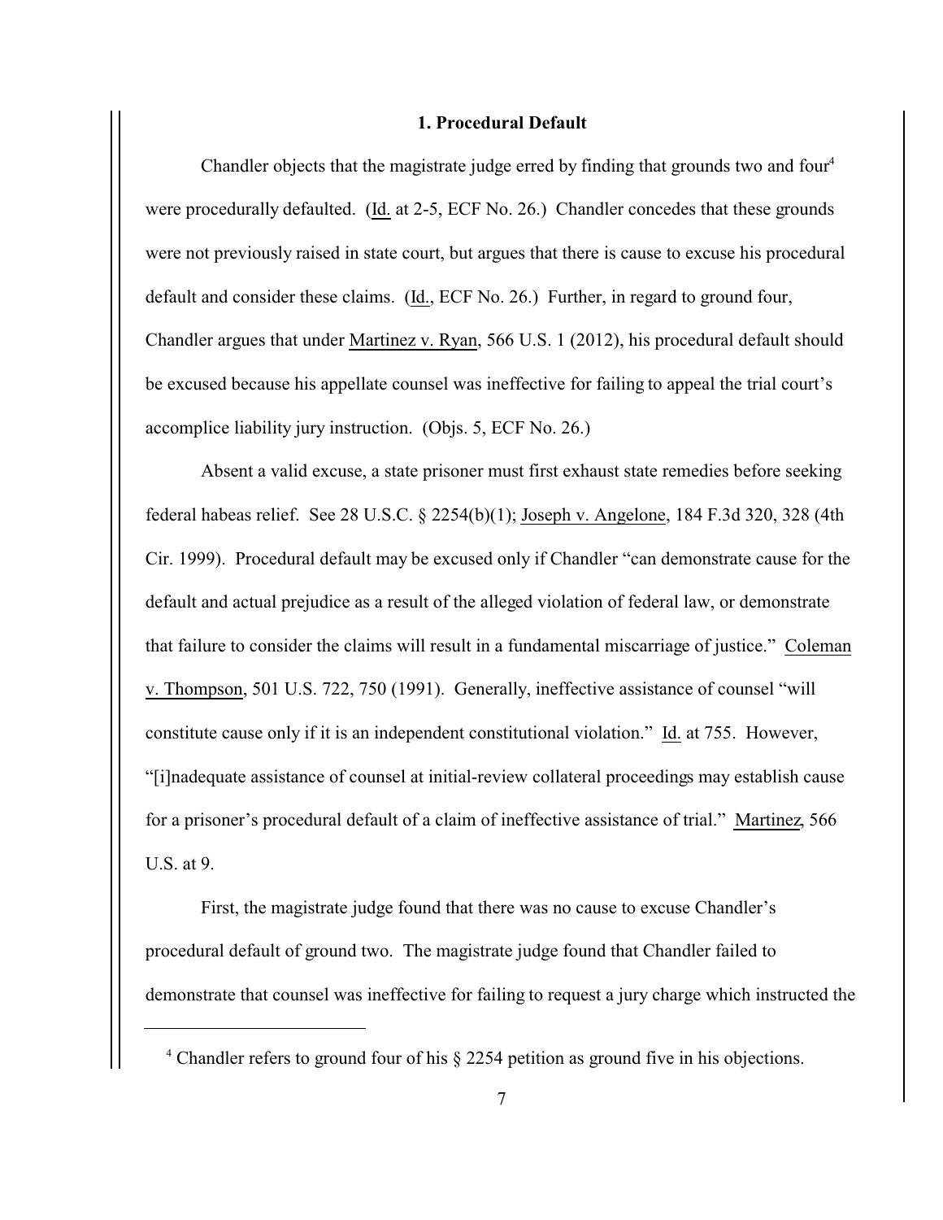### 1. Procedural Default

Chandler objects that the magistrate judge erred by finding that grounds two and four[4] were procedurally defaulted. (Id. at 2-5, ECF No. 26.) Chandler concedes that these grounds were not previously raised in state court, but argues that there is cause to excuse his procedural default and consider these claims. (Id., ECF No. 26.) Further, in regard to ground four, Chandler argues that under Martinez v. Ryan, 566 U.S. 1 (2012), his procedural default should be excused because his appellate counsel was ineffective for failing to appeal the trial court's accomplice liability jury instruction. (Objs. 5, ECF No. 26.)

Absent a valid excuse, a state prisoner must first exhaust state remedies before seeking federal habeas relief. See 28 U.S.C. § 2254(b)(1); Joseph v. Angelone, 184 F.3d 320, 328 (4th Cir. 1999). Procedural default may be excused only if Chandler "can demonstrate cause for the default and actual prejudice as a result of the alleged violation of federal law, or demonstrate that failure to consider the claims will result in a fundamental miscarriage of justice." Coleman v. Thompson, 501 U.S. 722, 750 (1991). Generally, ineffective assistance of counsel "will constitute cause only if it is an independent constitutional violation." Id. at 755. However, "[i]nadequate assistance of counsel at initial-review collateral proceedings may establish cause for a prisoner's procedural default of a claim of ineffective assistance of trial." Martinez, 566 U.S. at 9.

First, the magistrate judge found that there was no cause to excuse Chandler's procedural default of ground two. The magistrate judge found that Chandler failed to demonstrate that counsel was ineffective for failing to request a jury charge which instructed the

---

[4] Chandler refers to ground four of his § 2254 petition as ground five in his objections.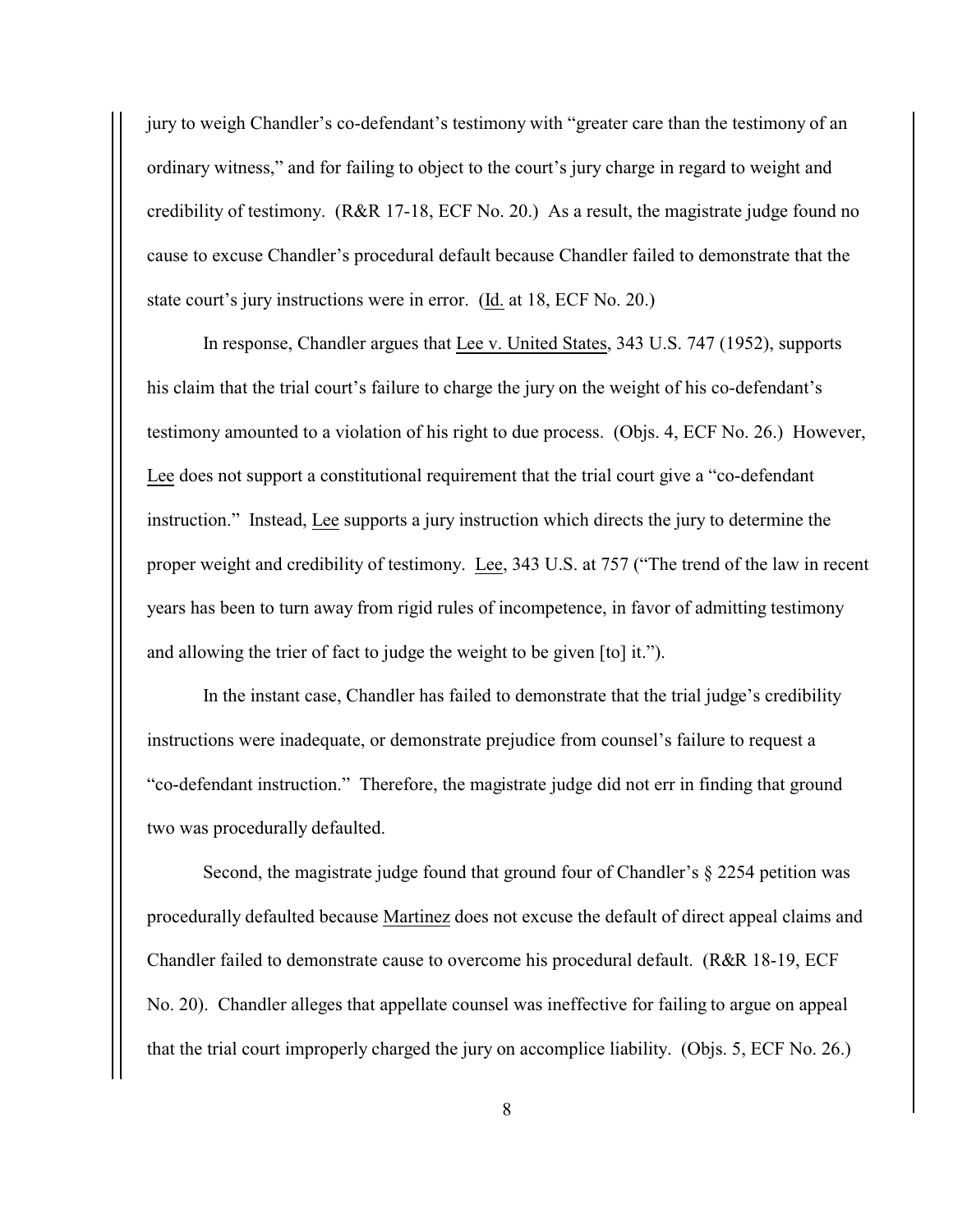jury to weigh Chandler's co-defendant's testimony with "greater care than the testimony of an ordinary witness," and for failing to object to the court's jury charge in regard to weight and credibility of testimony. (R&R 17-18, ECF No. 20.) As a result, the magistrate judge found no cause to excuse Chandler's procedural default because Chandler failed to demonstrate that the state court's jury instructions were in error. (Id. at 18, ECF No. 20.)

In response, Chandler argues that Lee v. United States, 343 U.S. 747 (1952), supports his claim that the trial court's failure to charge the jury on the weight of his co-defendant's testimony amounted to a violation of his right to due process. (Objs. 4, ECF No. 26.) However, Lee does not support a constitutional requirement that the trial court give a "co-defendant instruction." Instead, Lee supports a jury instruction which directs the jury to determine the proper weight and credibility of testimony. Lee, 343 U.S. at 757 ("The trend of the law in recent years has been to turn away from rigid rules of incompetence, in favor of admitting testimony and allowing the trier of fact to judge the weight to be given [to] it.").

In the instant case, Chandler has failed to demonstrate that the trial judge's credibility instructions were inadequate, or demonstrate prejudice from counsel's failure to request a "co-defendant instruction." Therefore, the magistrate judge did not err in finding that ground two was procedurally defaulted.

Second, the magistrate judge found that ground four of Chandler's § 2254 petition was procedurally defaulted because Martinez does not excuse the default of direct appeal claims and Chandler failed to demonstrate cause to overcome his procedural default. (R&R 18-19, ECF No. 20). Chandler alleges that appellate counsel was ineffective for failing to argue on appeal that the trial court improperly charged the jury on accomplice liability. (Objs. 5, ECF No. 26.)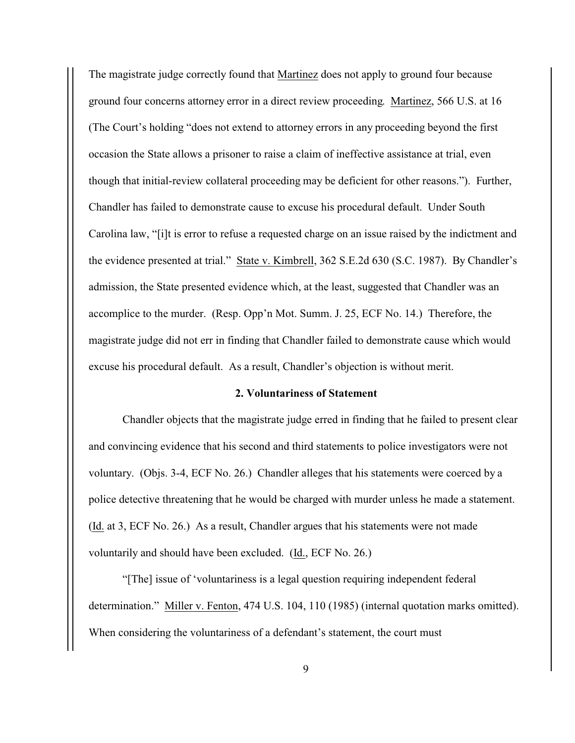The magistrate judge correctly found that Martinez does not apply to ground four because ground four concerns attorney error in a direct review proceeding. Martinez, 566 U.S. at 16 (The Court's holding "does not extend to attorney errors in any proceeding beyond the first occasion the State allows a prisoner to raise a claim of ineffective assistance at trial, even though that initial-review collateral proceeding may be deficient for other reasons."). Further, Chandler has failed to demonstrate cause to excuse his procedural default. Under South Carolina law, "[i]t is error to refuse a requested charge on an issue raised by the indictment and the evidence presented at trial." State v. Kimbrell, 362 S.E.2d 630 (S.C. 1987). By Chandler's admission, the State presented evidence which, at the least, suggested that Chandler was an accomplice to the murder. (Resp. Opp'n Mot. Summ. J. 25, ECF No. 14.) Therefore, the magistrate judge did not err in finding that Chandler failed to demonstrate cause which would excuse his procedural default. As a result, Chandler's objection is without merit.

**2. Voluntariness of Statement**

Chandler objects that the magistrate judge erred in finding that he failed to present clear and convincing evidence that his second and third statements to police investigators were not voluntary. (Objs. 3-4, ECF No. 26.) Chandler alleges that his statements were coerced by a police detective threatening that he would be charged with murder unless he made a statement. (Id. at 3, ECF No. 26.) As a result, Chandler argues that his statements were not made voluntarily and should have been excluded. (Id., ECF No. 26.)

"[The] issue of 'voluntariness is a legal question requiring independent federal determination." Miller v. Fenton, 474 U.S. 104, 110 (1985) (internal quotation marks omitted). When considering the voluntariness of a defendant's statement, the court must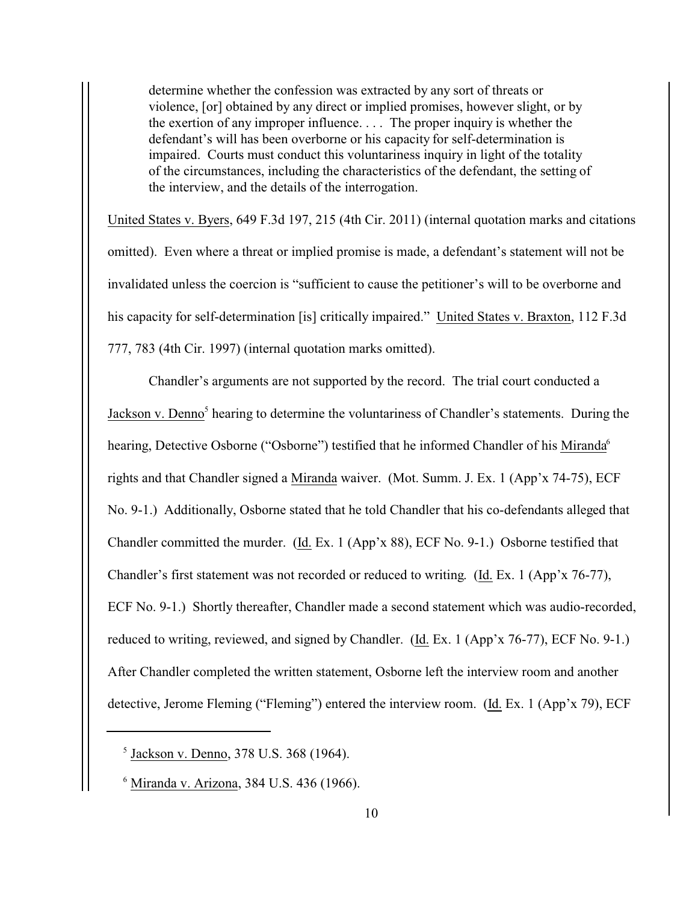> determine whether the confession was extracted by any sort of threats or violence, [or] obtained by any direct or implied promises, however slight, or by the exertion of any improper influence. . . . The proper inquiry is whether the defendant's will has been overborne or his capacity for self-determination is impaired. Courts must conduct this voluntariness inquiry in light of the totality of the circumstances, including the characteristics of the defendant, the setting of the interview, and the details of the interrogation.

United States v. Byers, 649 F.3d 197, 215 (4th Cir. 2011) (internal quotation marks and citations omitted). Even where a threat or implied promise is made, a defendant's statement will not be invalidated unless the coercion is "sufficient to cause the petitioner's will to be overborne and his capacity for self-determination [is] critically impaired." United States v. Braxton, 112 F.3d 777, 783 (4th Cir. 1997) (internal quotation marks omitted).

Chandler's arguments are not supported by the record. The trial court conducted a Jackson v. Denno[5] hearing to determine the voluntariness of Chandler's statements. During the hearing, Detective Osborne ("Osborne") testified that he informed Chandler of his Miranda[6] rights and that Chandler signed a Miranda waiver. (Mot. Summ. J. Ex. 1 (App'x 74-75), ECF No. 9-1.) Additionally, Osborne stated that he told Chandler that his co-defendants alleged that Chandler committed the murder. (Id. Ex. 1 (App'x 88), ECF No. 9-1.) Osborne testified that Chandler's first statement was not recorded or reduced to writing. (Id. Ex. 1 (App'x 76-77), ECF No. 9-1.) Shortly thereafter, Chandler made a second statement which was audio-recorded, reduced to writing, reviewed, and signed by Chandler. (Id. Ex. 1 (App'x 76-77), ECF No. 9-1.) After Chandler completed the written statement, Osborne left the interview room and another detective, Jerome Fleming ("Fleming") entered the interview room. (Id. Ex. 1 (App'x 79), ECF

[5] Jackson v. Denno, 378 U.S. 368 (1964).

[6] Miranda v. Arizona, 384 U.S. 436 (1966).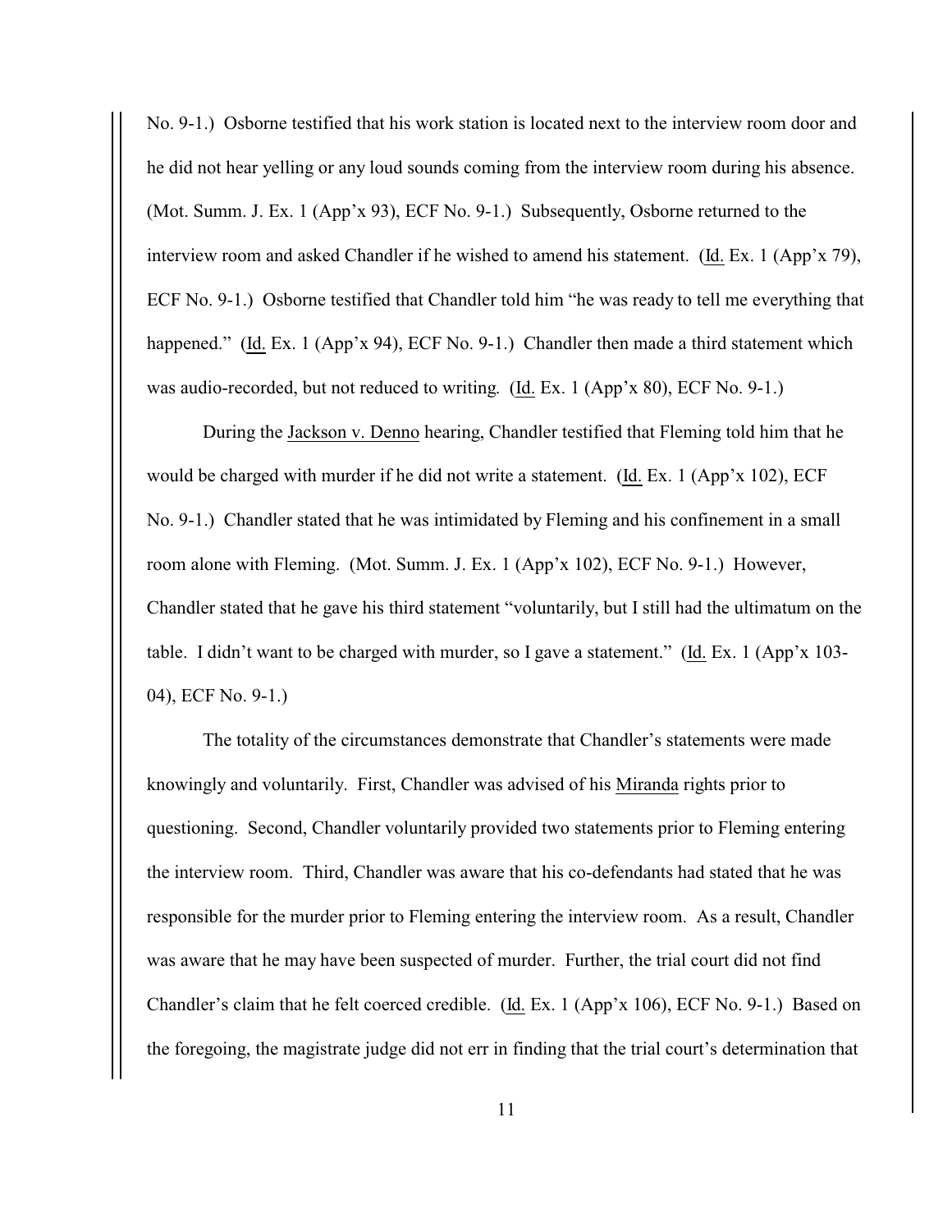No. 9-1.) Osborne testified that his work station is located next to the interview room door and he did not hear yelling or any loud sounds coming from the interview room during his absence. (Mot. Summ. J. Ex. 1 (App'x 93), ECF No. 9-1.) Subsequently, Osborne returned to the interview room and asked Chandler if he wished to amend his statement. (Id. Ex. 1 (App'x 79), ECF No. 9-1.) Osborne testified that Chandler told him "he was ready to tell me everything that happened." (Id. Ex. 1 (App'x 94), ECF No. 9-1.) Chandler then made a third statement which was audio-recorded, but not reduced to writing. (Id. Ex. 1 (App'x 80), ECF No. 9-1.)

During the Jackson v. Denno hearing, Chandler testified that Fleming told him that he would be charged with murder if he did not write a statement. (Id. Ex. 1 (App'x 102), ECF No. 9-1.) Chandler stated that he was intimidated by Fleming and his confinement in a small room alone with Fleming. (Mot. Summ. J. Ex. 1 (App'x 102), ECF No. 9-1.) However, Chandler stated that he gave his third statement "voluntarily, but I still had the ultimatum on the table. I didn't want to be charged with murder, so I gave a statement." (Id. Ex. 1 (App'x 103-04), ECF No. 9-1.)

The totality of the circumstances demonstrate that Chandler's statements were made knowingly and voluntarily. First, Chandler was advised of his Miranda rights prior to questioning. Second, Chandler voluntarily provided two statements prior to Fleming entering the interview room. Third, Chandler was aware that his co-defendants had stated that he was responsible for the murder prior to Fleming entering the interview room. As a result, Chandler was aware that he may have been suspected of murder. Further, the trial court did not find Chandler's claim that he felt coerced credible. (Id. Ex. 1 (App'x 106), ECF No. 9-1.) Based on the foregoing, the magistrate judge did not err in finding that the trial court's determination that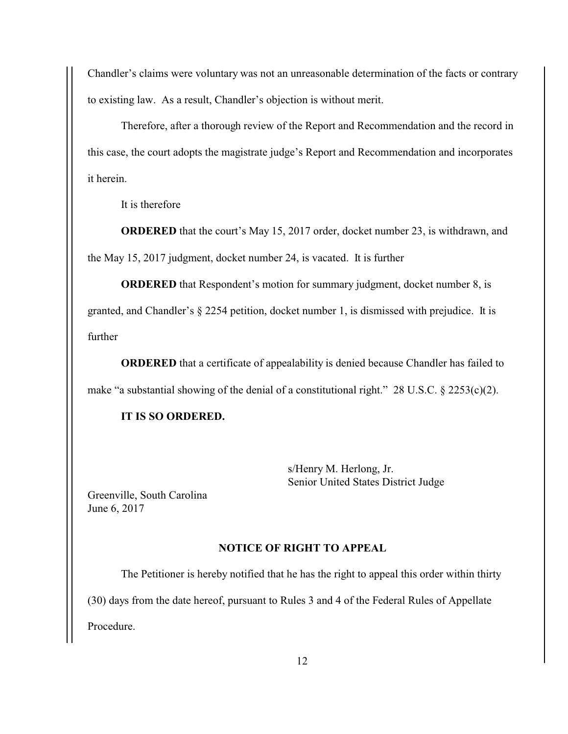Chandler's claims were voluntary was not an unreasonable determination of the facts or contrary to existing law. As a result, Chandler's objection is without merit.

Therefore, after a thorough review of the Report and Recommendation and the record in this case, the court adopts the magistrate judge's Report and Recommendation and incorporates it herein.

It is therefore

**ORDERED** that the court's May 15, 2017 order, docket number 23, is withdrawn, and the May 15, 2017 judgment, docket number 24, is vacated. It is further

**ORDERED** that Respondent's motion for summary judgment, docket number 8, is granted, and Chandler's § 2254 petition, docket number 1, is dismissed with prejudice. It is further

**ORDERED** that a certificate of appealability is denied because Chandler has failed to make "a substantial showing of the denial of a constitutional right." 28 U.S.C. § 2253(c)(2).

**IT IS SO ORDERED.**

s/Henry M. Herlong, Jr.
Senior United States District Judge

Greenville, South Carolina
June 6, 2017

**NOTICE OF RIGHT TO APPEAL**

The Petitioner is hereby notified that he has the right to appeal this order within thirty (30) days from the date hereof, pursuant to Rules 3 and 4 of the Federal Rules of Appellate Procedure.